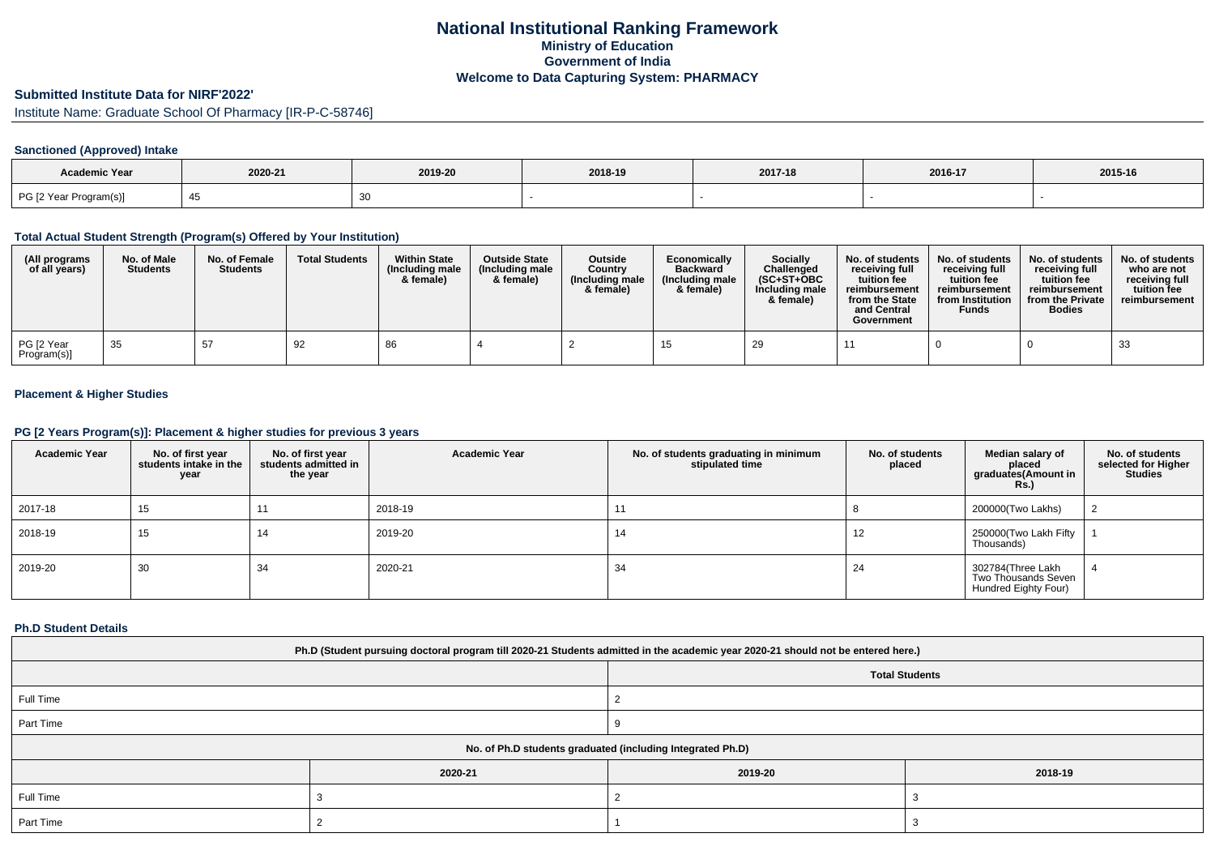# National Institutional Ranking Framework
## Ministry of Education
## Government of India
## Welcome to Data Capturing System: PHARMACY

**Submitted Institute Data for NIRF'2022'**

Institute Name: Graduate School Of Pharmacy [IR-P-C-58746]

### Sanctioned (Approved) Intake

| Academic Year | 2020-21 | 2019-20 | 2018-19 | 2017-18 | 2016-17 | 2015-16 |
|---|---|---|---|---|---|---|
| PG [2 Year Program(s)] | 45 | 30 | - | - | - | - |

### Total Actual Student Strength (Program(s) Offered by Your Institution)

| (All programs of all years) | No. of Male Students | No. of Female Students | Total Students | Within State (Including male & female) | Outside State (Including male & female) | Outside Country (Including male & female) | Economically Backward (Including male & female) | Socially Challenged (SC+ST+OBC Including male & female) | No. of students receiving full tuition fee reimbursement from the State and Central Government | No. of students receiving full tuition fee reimbursement from Institution Funds | No. of students receiving full tuition fee reimbursement from the Private Bodies | No. of students who are not receiving full tuition fee reimbursement |
|---|---|---|---|---|---|---|---|---|---|---|---|---|
| PG [2 Year Program(s)] | 35 | 57 | 92 | 86 | 4 | 2 | 15 | 29 | 11 | 0 | 0 | 33 |

### Placement & Higher Studies

### PG [2 Years Program(s)]: Placement & higher studies for previous 3 years

| Academic Year | No. of first year students intake in the year | No. of first year students admitted in the year | Academic Year | No. of students graduating in minimum stipulated time | No. of students placed | Median salary of placed graduates(Amount in Rs.) | No. of students selected for Higher Studies |
|---|---|---|---|---|---|---|---|
| 2017-18 | 15 | 11 | 2018-19 | 11 | 8 | 200000(Two Lakhs) | 2 |
| 2018-19 | 15 | 14 | 2019-20 | 14 | 12 | 250000(Two Lakh Fifty Thousands) | 1 |
| 2019-20 | 30 | 34 | 2020-21 | 34 | 24 | 302784(Three Lakh Two Thousands Seven Hundred Eighty Four) | 4 |

### Ph.D Student Details

| Ph.D (Student pursuing doctoral program till 2020-21 Students admitted in the academic year 2020-21 should not be entered here.) | | |
|---|---|---|
| | Total Students | |
| Full Time | 2 | |
| Part Time | 9 | |
| No. of Ph.D students graduated (including Integrated Ph.D) | | |
| | 2020-21 | 2019-20 | 2018-19 |
| Full Time | 3 | 2 | 3 |
| Part Time | 2 | 1 | 3 |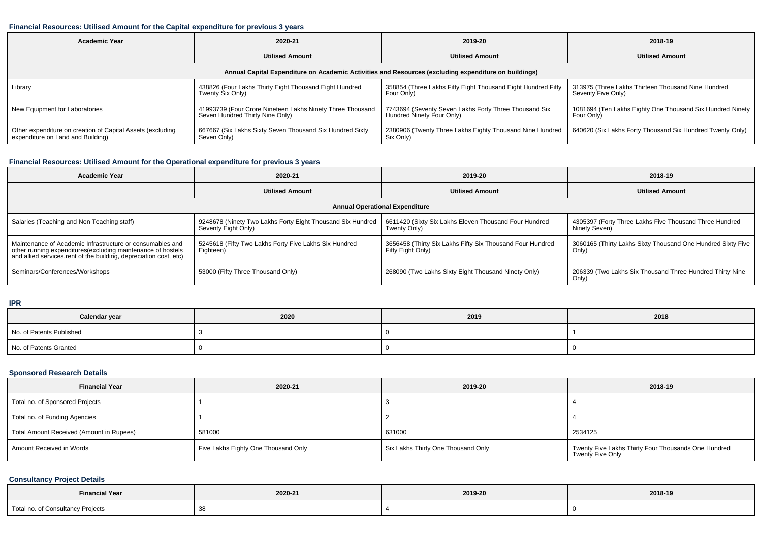### Financial Resources: Utilised Amount for the Capital expenditure for previous 3 years

| Academic Year | 2020-21 | 2019-20 | 2018-19 |
|---|---|---|---|
| | Utilised Amount | Utilised Amount | Utilised Amount |
| Annual Capital Expenditure on Academic Activities and Resources (excluding expenditure on buildings) | | | |
| Library | 438826 (Four Lakhs Thirty Eight Thousand Eight Hundred Twenty Six Only) | 358854 (Three Lakhs Fifty Eight Thousand Eight Hundred Fifty Four Only) | 313975 (Three Lakhs Thirteen Thousand Nine Hundred Seventy Five Only) |
| New Equipment for Laboratories | 41993739 (Four Crore Nineteen Lakhs Ninety Three Thousand Seven Hundred Thirty Nine Only) | 7743694 (Seventy Seven Lakhs Forty Three Thousand Six Hundred Ninety Four Only) | 1081694 (Ten Lakhs Eighty One Thousand Six Hundred Ninety Four Only) |
| Other expenditure on creation of Capital Assets (excluding expenditure on Land and Building) | 667667 (Six Lakhs Sixty Seven Thousand Six Hundred Sixty Seven Only) | 2380906 (Twenty Three Lakhs Eighty Thousand Nine Hundred Six Only) | 640620 (Six Lakhs Forty Thousand Six Hundred Twenty Only) |

### Financial Resources: Utilised Amount for the Operational expenditure for previous 3 years

| Academic Year | 2020-21 | 2019-20 | 2018-19 |
|---|---|---|---|
| | Utilised Amount | Utilised Amount | Utilised Amount |
| Annual Operational Expenditure | | | |
| Salaries (Teaching and Non Teaching staff) | 9248678 (Ninety Two Lakhs Forty Eight Thousand Six Hundred Seventy Eight Only) | 6611420 (Sixty Six Lakhs Eleven Thousand Four Hundred Twenty Only) | 4305397 (Forty Three Lakhs Five Thousand Three Hundred Ninety Seven) |
| Maintenance of Academic Infrastructure or consumables and other running expenditures(excluding maintenance of hostels and allied services,rent of the building, depreciation cost, etc) | 5245618 (Fifty Two Lakhs Forty Five Lakhs Six Hundred Eighteen) | 3656458 (Thirty Six Lakhs Fifty Six Thousand Four Hundred Fifty Eight Only) | 3060165 (Thirty Lakhs Sixty Thousand One Hundred Sixty Five Only) |
| Seminars/Conferences/Workshops | 53000 (Fifty Three Thousand Only) | 268090 (Two Lakhs Sixty Eight Thousand Ninety Only) | 206339 (Two Lakhs Six Thousand Three Hundred Thirty Nine Only) |

### IPR

| Calendar year | 2020 | 2019 | 2018 |
|---|---|---|---|
| No. of Patents Published | 3 | 0 | 1 |
| No. of Patents Granted | 0 | 0 | 0 |

### Sponsored Research Details

| Financial Year | 2020-21 | 2019-20 | 2018-19 |
|---|---|---|---|
| Total no. of Sponsored Projects | 1 | 3 | 4 |
| Total no. of Funding Agencies | 1 | 2 | 4 |
| Total Amount Received (Amount in Rupees) | 581000 | 631000 | 2534125 |
| Amount Received in Words | Five Lakhs Eighty One Thousand Only | Six Lakhs Thirty One Thousand Only | Twenty Five Lakhs Thirty Four Thousands One Hundred Twenty Five Only |

### Consultancy Project Details

| Financial Year | 2020-21 | 2019-20 | 2018-19 |
|---|---|---|---|
| Total no. of Consultancy Projects | 38 | 4 | 0 |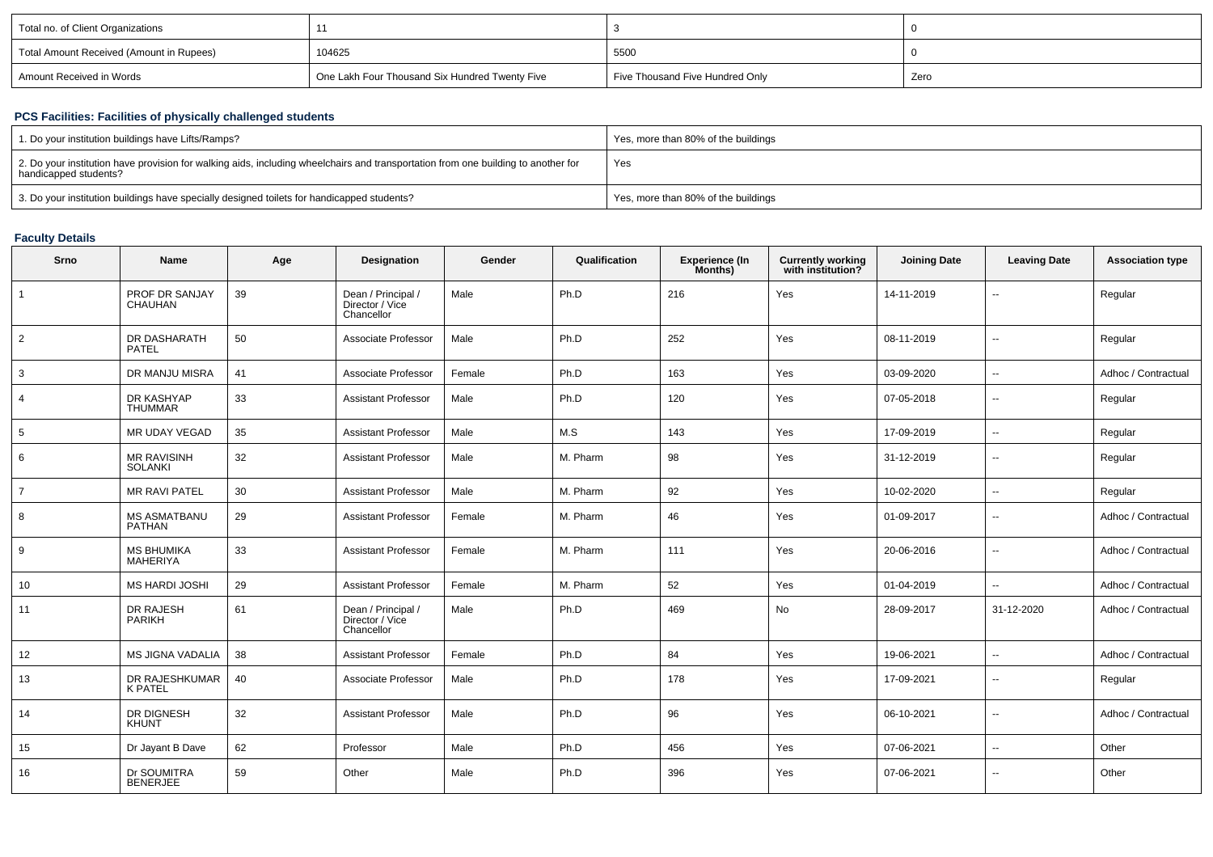| | | | |
|---|---|---|---|
| Total no. of Client Organizations | 11 | 3 | 0 |
| Total Amount Received (Amount in Rupees) | 104625 | 5500 | 0 |
| Amount Received in Words | One Lakh Four Thousand Six Hundred Twenty Five | Five Thousand Five Hundred Only | Zero |

### PCS Facilities: Facilities of physically challenged students

| | |
|---|---|
| 1. Do your institution buildings have Lifts/Ramps? | Yes, more than 80% of the buildings |
| 2. Do your institution have provision for walking aids, including wheelchairs and transportation from one building to another for handicapped students? | Yes |
| 3. Do your institution buildings have specially designed toilets for handicapped students? | Yes, more than 80% of the buildings |

### Faculty Details

| Srno | Name | Age | Designation | Gender | Qualification | Experience (In Months) | Currently working with institution? | Joining Date | Leaving Date | Association type |
|---|---|---|---|---|---|---|---|---|---|---|
| 1 | PROF DR SANJAY CHAUHAN | 39 | Dean / Principal / Director / Vice Chancellor | Male | Ph.D | 216 | Yes | 14-11-2019 | -- | Regular |
| 2 | DR DASHARATH PATEL | 50 | Associate Professor | Male | Ph.D | 252 | Yes | 08-11-2019 | -- | Regular |
| 3 | DR MANJU MISRA | 41 | Associate Professor | Female | Ph.D | 163 | Yes | 03-09-2020 | -- | Adhoc / Contractual |
| 4 | DR KASHYAP THUMMAR | 33 | Assistant Professor | Male | Ph.D | 120 | Yes | 07-05-2018 | -- | Regular |
| 5 | MR UDAY VEGAD | 35 | Assistant Professor | Male | M.S | 143 | Yes | 17-09-2019 | -- | Regular |
| 6 | MR RAVISINH SOLANKI | 32 | Assistant Professor | Male | M. Pharm | 98 | Yes | 31-12-2019 | -- | Regular |
| 7 | MR RAVI PATEL | 30 | Assistant Professor | Male | M. Pharm | 92 | Yes | 10-02-2020 | -- | Regular |
| 8 | MS ASMATBANU PATHAN | 29 | Assistant Professor | Female | M. Pharm | 46 | Yes | 01-09-2017 | -- | Adhoc / Contractual |
| 9 | MS BHUMIKA MAHERIYA | 33 | Assistant Professor | Female | M. Pharm | 111 | Yes | 20-06-2016 | -- | Adhoc / Contractual |
| 10 | MS HARDI JOSHI | 29 | Assistant Professor | Female | M. Pharm | 52 | Yes | 01-04-2019 | -- | Adhoc / Contractual |
| 11 | DR RAJESH PARIKH | 61 | Dean / Principal / Director / Vice Chancellor | Male | Ph.D | 469 | No | 28-09-2017 | 31-12-2020 | Adhoc / Contractual |
| 12 | MS JIGNA VADALIA | 38 | Assistant Professor | Female | Ph.D | 84 | Yes | 19-06-2021 | -- | Adhoc / Contractual |
| 13 | DR RAJESHKUMAR K PATEL | 40 | Associate Professor | Male | Ph.D | 178 | Yes | 17-09-2021 | -- | Regular |
| 14 | DR DIGNESH KHUNT | 32 | Assistant Professor | Male | Ph.D | 96 | Yes | 06-10-2021 | -- | Adhoc / Contractual |
| 15 | Dr Jayant B Dave | 62 | Professor | Male | Ph.D | 456 | Yes | 07-06-2021 | -- | Other |
| 16 | Dr SOUMITRA BENERJEE | 59 | Other | Male | Ph.D | 396 | Yes | 07-06-2021 | -- | Other |